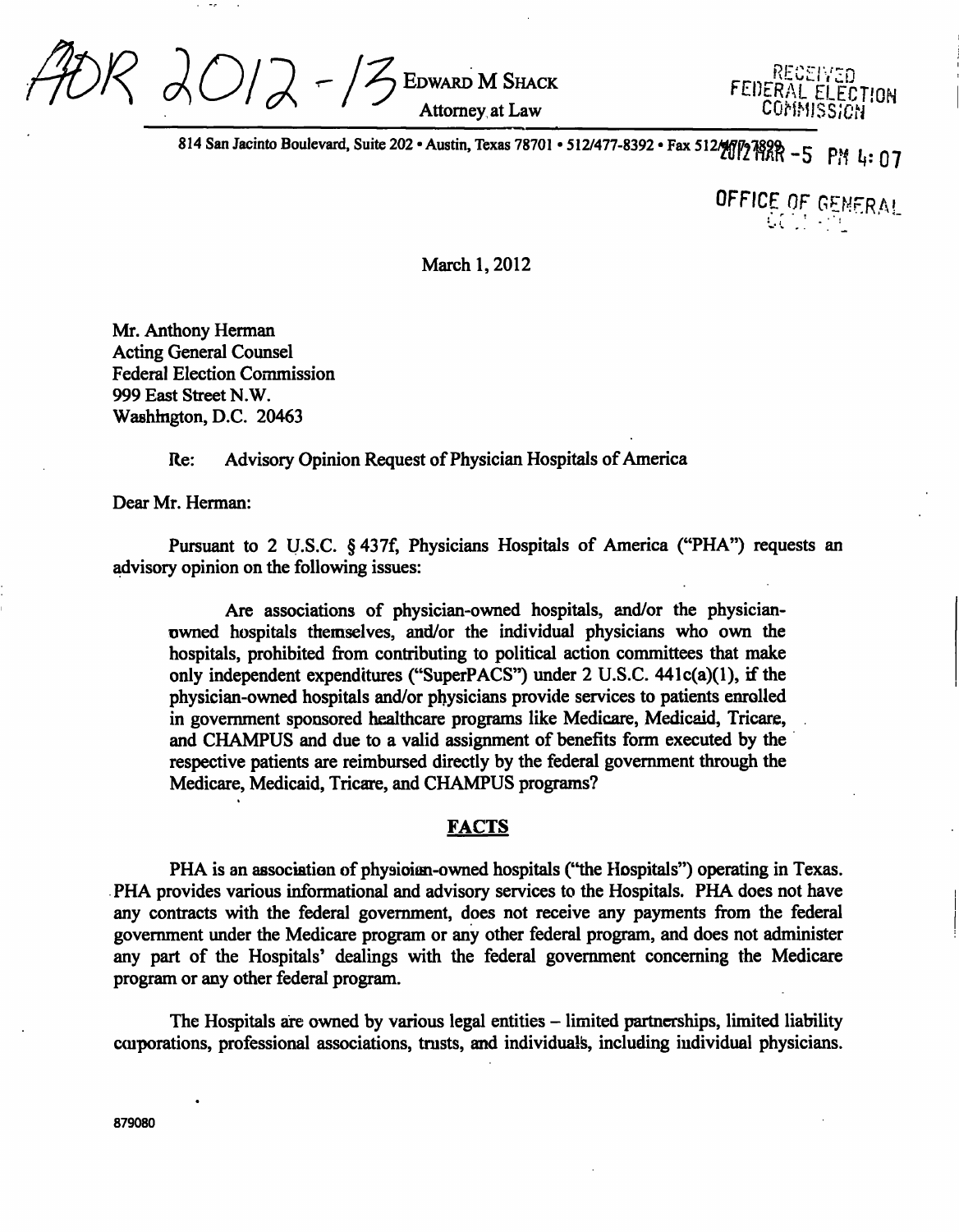AOR 2012-13 EDWARD M SHACK
Attorney at Law

RECEIVED
FEDERAL ELECTION COMMISSION

814 San Jacinto Boulevard, Suite 202 • Austin, Texas 78701 • 512/477-8392 • Fax 512/477-7899 2012 MAR -5 PM 4:07

OFFICE OF GENERAL COUNSEL

March 1, 2012

Mr. Anthony Herman
Acting General Counsel
Federal Election Commission
999 East Street N.W.
Washington, D.C. 20463

Re: Advisory Opinion Request of Physician Hospitals of America

Dear Mr. Herman:

Pursuant to 2 U.S.C. § 437f, Physicians Hospitals of America ("PHA") requests an advisory opinion on the following issues:

> Are associations of physician-owned hospitals, and/or the physician-owned hospitals themselves, and/or the individual physicians who own the hospitals, prohibited from contributing to political action committees that make only independent expenditures ("SuperPACS") under 2 U.S.C. 441c(a)(1), if the physician-owned hospitals and/or physicians provide services to patients enrolled in government sponsored healthcare programs like Medicare, Medicaid, Tricare, and CHAMPUS and due to a valid assignment of benefits form executed by the respective patients are reimbursed directly by the federal government through the Medicare, Medicaid, Tricare, and CHAMPUS programs?

## FACTS

PHA is an association of physician-owned hospitals ("the Hospitals") operating in Texas. PHA provides various informational and advisory services to the Hospitals. PHA does not have any contracts with the federal government, does not receive any payments from the federal government under the Medicare program or any other federal program, and does not administer any part of the Hospitals' dealings with the federal government concerning the Medicare program or any other federal program.

The Hospitals are owned by various legal entities – limited partnerships, limited liability corporations, professional associations, trusts, and individuals, including individual physicians.

879080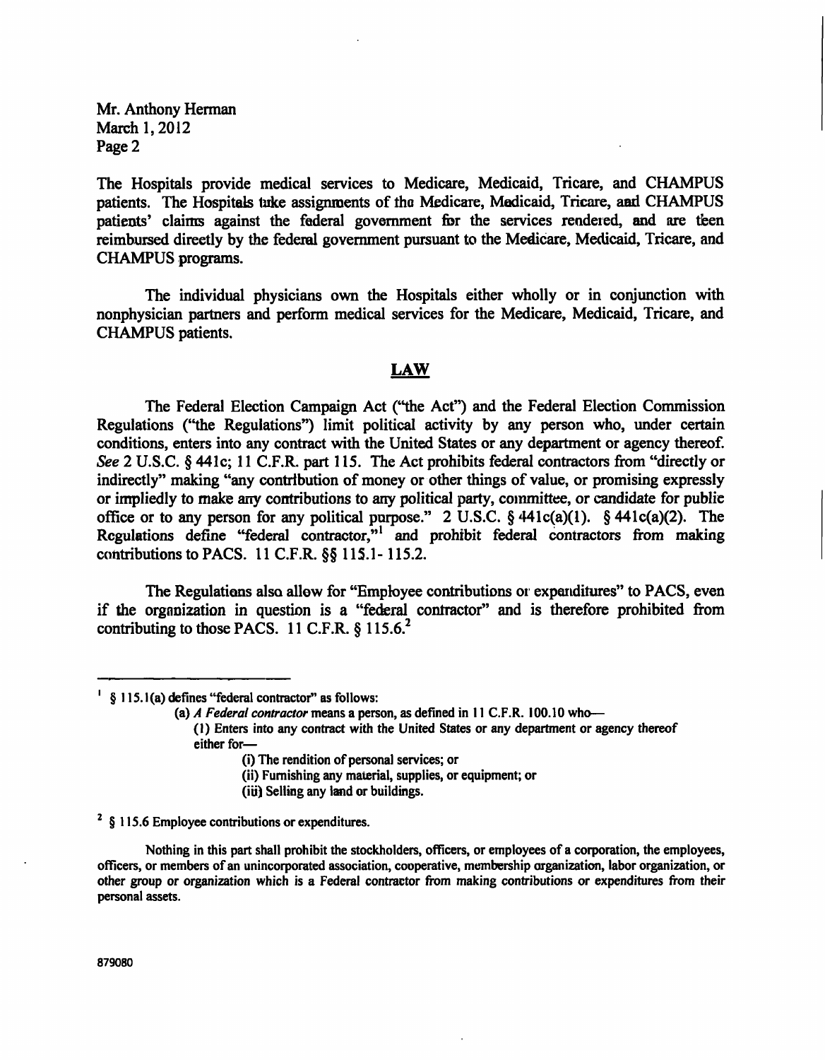Mr. Anthony Herman
March 1, 2012
Page 2

The Hospitals provide medical services to Medicare, Medicaid, Tricare, and CHAMPUS patients. The Hospitals take assignments of the Medicare, Medicaid, Tricare, and CHAMPUS patients' claims against the federal government for the services rendered, and are then reimbursed directly by the federal government pursuant to the Medicare, Medicaid, Tricare, and CHAMPUS programs.

The individual physicians own the Hospitals either wholly or in conjunction with nonphysician partners and perform medical services for the Medicare, Medicaid, Tricare, and CHAMPUS patients.

## LAW

The Federal Election Campaign Act ("the Act") and the Federal Election Commission Regulations ("the Regulations") limit political activity by any person who, under certain conditions, enters into any contract with the United States or any department or agency thereof. *See* 2 U.S.C. § 441c; 11 C.F.R. part 115. The Act prohibits federal contractors from "directly or indirectly" making "any contribution of money or other things of value, or promising expressly or impliedly to make any contributions to any political party, committee, or candidate for public office or to any person for any political purpose." 2 U.S.C. § 441c(a)(1). § 441c(a)(2). The Regulations define "federal contractor,"[1] and prohibit federal contractors from making contributions to PACS. 11 C.F.R. §§ 115.1- 115.2.

The Regulations also allow for "Employee contributions or expenditures" to PACS, even if the organization in question is a "federal contractor" and is therefore prohibited from contributing to those PACS. 11 C.F.R. § 115.6.[2]

---

[1] § 115.1(a) defines "federal contractor" as follows:

> (a) *A Federal contractor* means a person, as defined in 11 C.F.R. 100.10 who—
>
> (1) Enters into any contract with the United States or any department or agency thereof either for—
>
> (i) The rendition of personal services; or
>
> (ii) Furnishing any material, supplies, or equipment; or
>
> (iii) Selling any land or buildings.

[2] § 115.6 Employee contributions or expenditures.

> Nothing in this part shall prohibit the stockholders, officers, or employees of a corporation, the employees, officers, or members of an unincorporated association, cooperative, membership organization, labor organization, or other group or organization which is a Federal contractor from making contributions or expenditures from their personal assets.

879080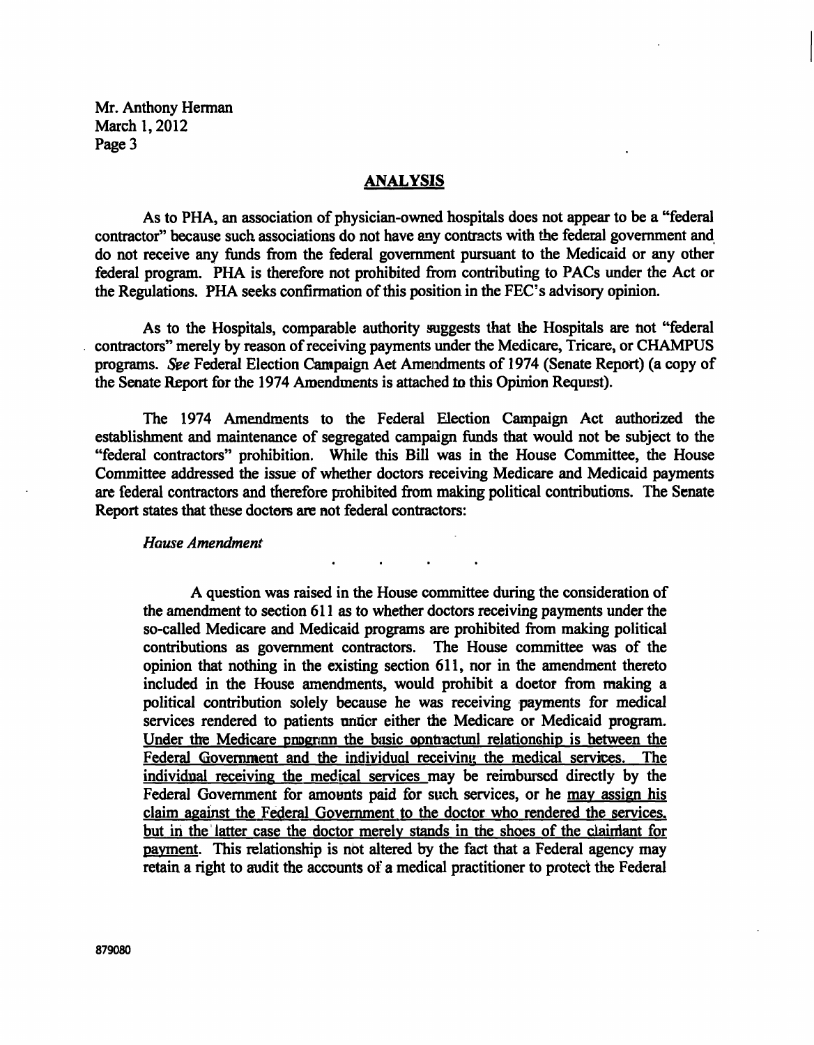## ANALYSIS

As to PHA, an association of physician-owned hospitals does not appear to be a "federal contractor" because such associations do not have any contracts with the federal government and do not receive any funds from the federal government pursuant to the Medicaid or any other federal program. PHA is therefore not prohibited from contributing to PACs under the Act or the Regulations. PHA seeks confirmation of this position in the FEC's advisory opinion.

As to the Hospitals, comparable authority suggests that the Hospitals are not "federal contractors" merely by reason of receiving payments under the Medicare, Tricare, or CHAMPUS programs. *See* Federal Election Campaign Act Amendments of 1974 (Senate Report) (a copy of the Senate Report for the 1974 Amendments is attached to this Opinion Request).

The 1974 Amendments to the Federal Election Campaign Act authorized the establishment and maintenance of segregated campaign funds that would not be subject to the "federal contractors" prohibition. While this Bill was in the House Committee, the House Committee addressed the issue of whether doctors receiving Medicare and Medicaid payments are federal contractors and therefore prohibited from making political contributions. The Senate Report states that these doctors are not federal contractors:

> *House Amendment*
>
> . . . .
>
> A question was raised in the House committee during the consideration of the amendment to section 611 as to whether doctors receiving payments under the so-called Medicare and Medicaid programs are prohibited from making political contributions as government contractors. The House committee was of the opinion that nothing in the existing section 611, nor in the amendment thereto included in the House amendments, would prohibit a doctor from making a political contribution solely because he was receiving payments for medical services rendered to patients under either the Medicare or Medicaid program. <u>Under the Medicare program the basic contractual relationship is between the Federal Government and the individual receiving the medical services. The individual receiving the medical services</u> may be reimbursed directly by the Federal Government for amounts paid for such services, or he <u>may assign his claim against the Federal Government to the doctor who rendered the services, but in the latter case the doctor merely stands in the shoes of the claimant for payment</u>. This relationship is not altered by the fact that a Federal agency may retain a right to audit the accounts of a medical practitioner to protect the Federal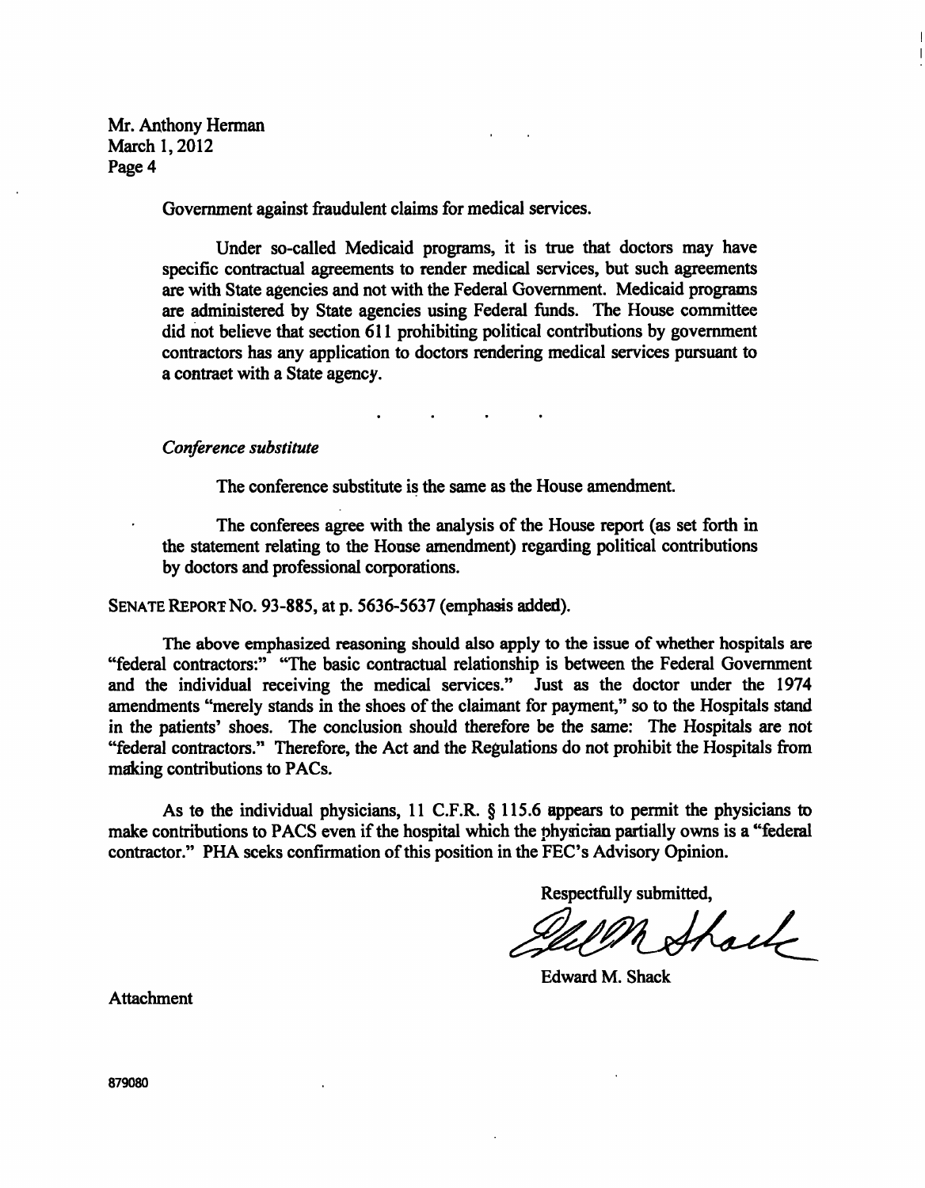Government against fraudulent claims for medical services.

Under so-called Medicaid programs, it is true that doctors may have specific contractual agreements to render medical services, but such agreements are with State agencies and not with the Federal Government. Medicaid programs are administered by State agencies using Federal funds. The House committee did not believe that section 611 prohibiting political contributions by government contractors has any application to doctors rendering medical services pursuant to a contraet with a State agency.

. . . . .

*Conference substitute*

The conference substitute is the same as the House amendment.

The conferees agree with the analysis of the House report (as set forth in the statement relating to the House amendment) regarding political contributions by doctors and professional corporations.

SENATE REPORT NO. 93-885, at p. 5636-5637 (emphasis added).

The above emphasized reasoning should also apply to the issue of whether hospitals are "federal contractors:" "The basic contractual relationship is between the Federal Government and the individual receiving the medical services." Just as the doctor under the 1974 amendments "merely stands in the shoes of the claimant for payment," so to the Hospitals stand in the patients' shoes. The conclusion should therefore be the same: The Hospitals are not "federal contractors." Therefore, the Act and the Regulations do not prohibit the Hospitals from making contributions to PACs.

As to the individual physicians, 11 C.F.R. § 115.6 appears to permit the physicians to make contributions to PACS even if the hospital which the physician partially owns is a "federal contractor." PHA seeks confirmation of this position in the FEC's Advisory Opinion.

Respectfully submitted,

Edward M. Shack

Attachment

879080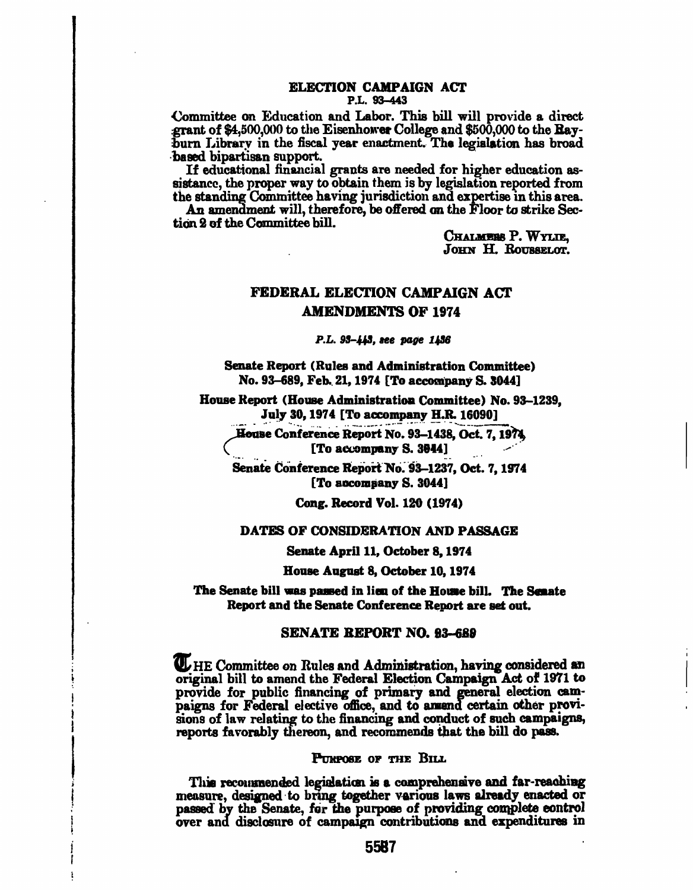Committee on Education and Labor. This bill will provide a direct grant of $4,500,000 to the Eisenhower College and $500,000 to the Rayburn Library in the fiscal year enactment. The legislation has broad based bipartisan support.

If educational financial grants are needed for higher education assistance, the proper way to obtain them is by legislation reported from the standing Committee having jurisdiction and expertise in this area.

An amendment will, therefore, be offered on the Floor to strike Section 2 of the Committee bill.

CHALMERS P. WYLIE,
JOHN H. ROUSSELOT.

## FEDERAL ELECTION CAMPAIGN ACT AMENDMENTS OF 1974

*P.L. 93–443, see page 1436*

**Senate Report (Rules and Administration Committee) No. 93–689, Feb. 21, 1974 [To accompany S. 3044]**

**House Report (House Administration Committee) No. 93–1239, July 30, 1974 [To accompany H.R. 16090]**

**House Conference Report No. 93–1438, Oct. 7, 1974 [To accompany S. 3044]**

**Senate Conference Report No. 93–1237, Oct. 7, 1974 [To accompany S. 3044]**

**Cong. Record Vol. 120 (1974)**

### DATES OF CONSIDERATION AND PASSAGE

**Senate April 11, October 8, 1974**

**House August 8, October 10, 1974**

**The Senate bill was passed in lieu of the House bill. The Senate Report and the Senate Conference Report are set out.**

### SENATE REPORT NO. 93–689

THE Committee on Rules and Administration, having considered an original bill to amend the Federal Election Campaign Act of 1971 to provide for public financing of primary and general election campaigns for Federal elective office, and to amend certain other provisions of law relating to the financing and conduct of such campaigns, reports favorably thereon, and recommends that the bill do pass.

#### PURPOSE OF THE BILL

This recommended legislation is a comprehensive and far-reaching measure, designed to bring together various laws already enacted or passed by the Senate, for the purpose of providing complete control over and disclosure of campaign contributions and expenditures in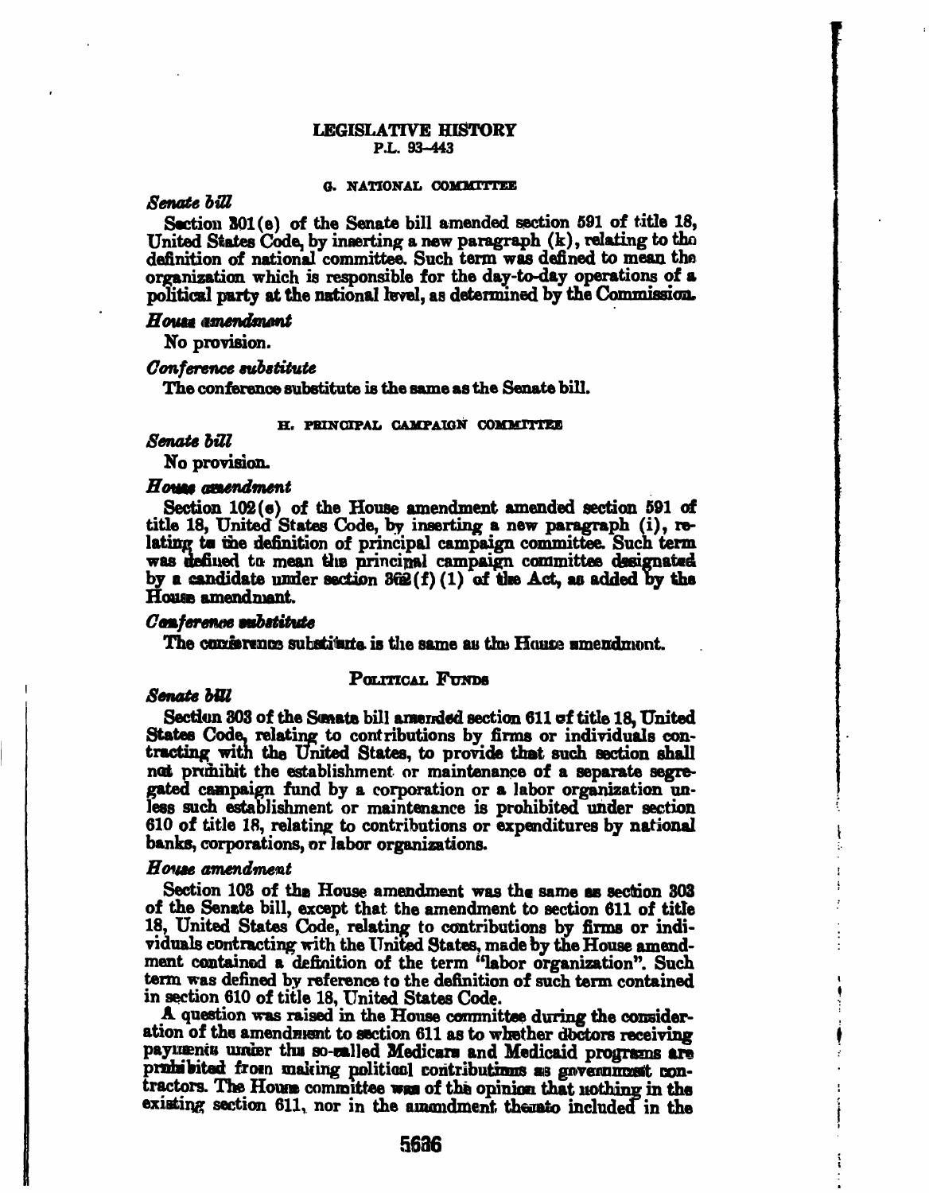### G. NATIONAL COMMITTEE

*Senate bill*

Section 301(e) of the Senate bill amended section 591 of title 18, United States Code, by inserting a new paragraph (k), relating to the definition of national committee. Such term was defined to mean the organization which is responsible for the day-to-day operations of a political party at the national level, as determined by the Commission.

*House amendment*

No provision.

*Conference substitute*

The conference substitute is the same as the Senate bill.

### H. PRINCIPAL CAMPAIGN COMMITTEE

*Senate bill*

No provision.

*House amendment*

Section 102(e) of the House amendment amended section 591 of title 18, United States Code, by inserting a new paragraph (i), relating to the definition of principal campaign committee. Such term was defined to mean the principal campaign committee designated by a candidate under section 302(f)(1) of the Act, as added by the House amendment.

*Conference substitute*

The conference substitute is the same as the House amendment.

## POLITICAL FUNDS

*Senate bill*

Section 303 of the Senate bill amended section 611 of title 18, United States Code, relating to contributions by firms or individuals contracting with the United States, to provide that such section shall not prohibit the establishment or maintenance of a separate segregated campaign fund by a corporation or a labor organization unless such establishment or maintenance is prohibited under section 610 of title 18, relating to contributions or expenditures by national banks, corporations, or labor organizations.

*House amendment*

Section 103 of the House amendment was the same as section 303 of the Senate bill, except that the amendment to section 611 of title 18, United States Code, relating to contributions by firms or individuals contracting with the United States, made by the House amendment contained a definition of the term "labor organization". Such term was defined by reference to the definition of such term contained in section 610 of title 18, United States Code.

A question was raised in the House committee during the consideration of the amendment to section 611 as to whether doctors receiving payments under the so-called Medicare and Medicaid programs are prohibited from making political contributions as government contractors. The House committee was of the opinion that nothing in the existing section 611, nor in the amendment thereto included in the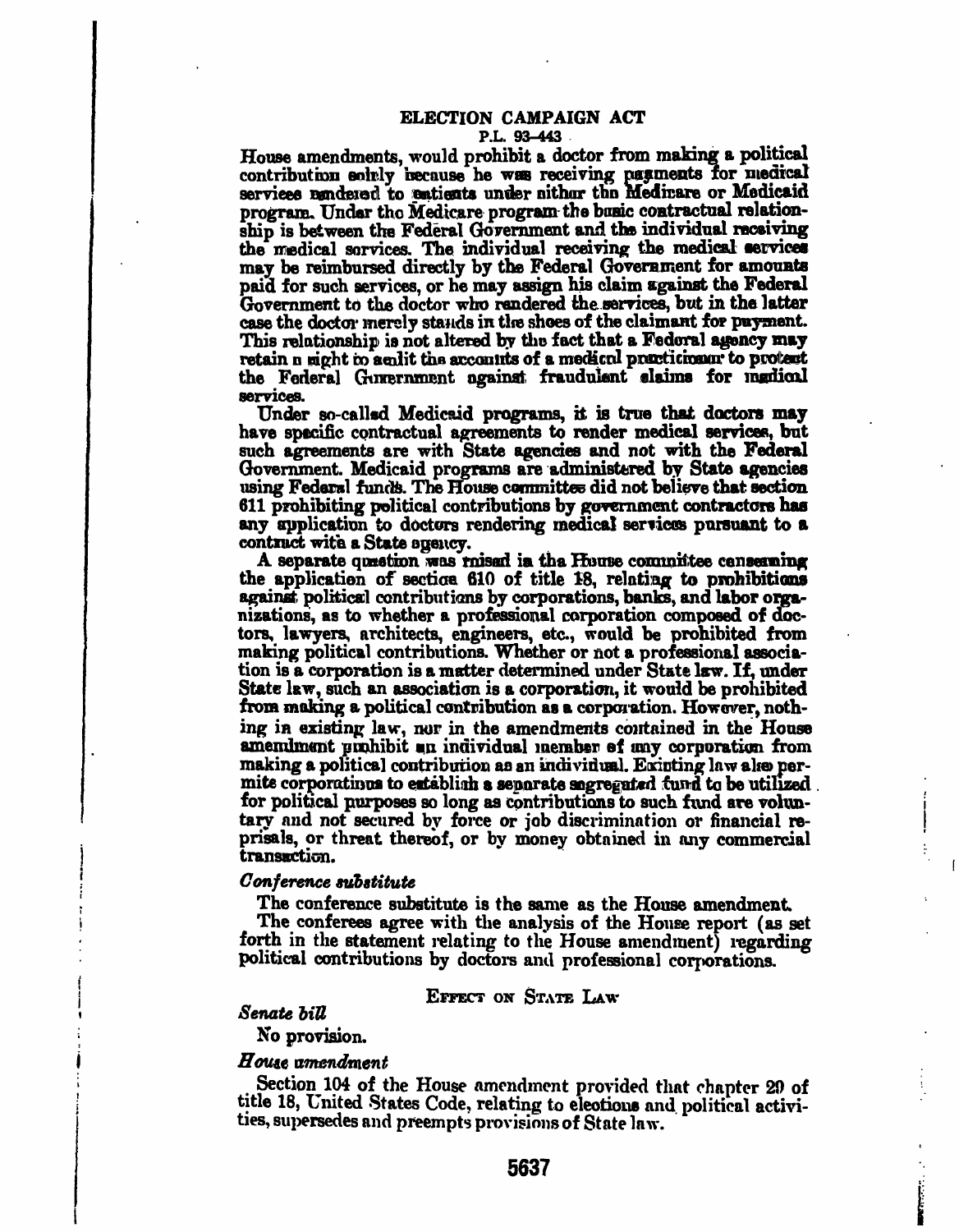House amendments, would prohibit a doctor from making a political contribution solely because he was receiving payments for medical services rendered to patients under either the Medicare or Medicaid program. Under the Medicare program the basic contractual relationship is between the Federal Government and the individual receiving the medical services. The individual receiving the medical services may be reimbursed directly by the Federal Government for amounts paid for such services, or he may assign his claim against the Federal Government to the doctor who rendered the services, but in the latter case the doctor merely stands in the shoes of the claimant for payment. This relationship is not altered by the fact that a Federal agency may retain a right to audit the accounts of a medical practitioner to protect the Federal Government against fraudulent claims for medical services.

Under so-called Medicaid programs, it is true that doctors may have specific contractual agreements to render medical services, but such agreements are with State agencies and not with the Federal Government. Medicaid programs are administered by State agencies using Federal funds. The House committee did not believe that section 611 prohibiting political contributions by government contractors has any application to doctors rendering medical services pursuant to a contract with a State agency.

A separate question was raised in the House committee concerning the application of section 610 of title 18, relating to prohibitions against political contributions by corporations, banks, and labor organizations, as to whether a professional corporation composed of doctors, lawyers, architects, engineers, etc., would be prohibited from making political contributions. Whether or not a professional association is a corporation is a matter determined under State law. If, under State law, such an association is a corporation, it would be prohibited from making a political contribution as a corporation. However, nothing in existing law, nor in the amendments contained in the House amendment prohibit an individual member of any corporation from making a political contribution as an individual. Existing law also permits corporations to establish a separate segregated fund to be utilized for political purposes so long as contributions to such fund are voluntary and not secured by force or job discrimination or financial reprisals, or threat thereof, or by money obtained in any commercial transaction.

*Conference substitute*

The conference substitute is the same as the House amendment.

The conferees agree with the analysis of the House report (as set forth in the statement relating to the House amendment) regarding political contributions by doctors and professional corporations.

## EFFECT ON STATE LAW

*Senate bill*

No provision.

*House amendment*

Section 104 of the House amendment provided that chapter 29 of title 18, United States Code, relating to elections and political activities, supersedes and preempts provisions of State law.